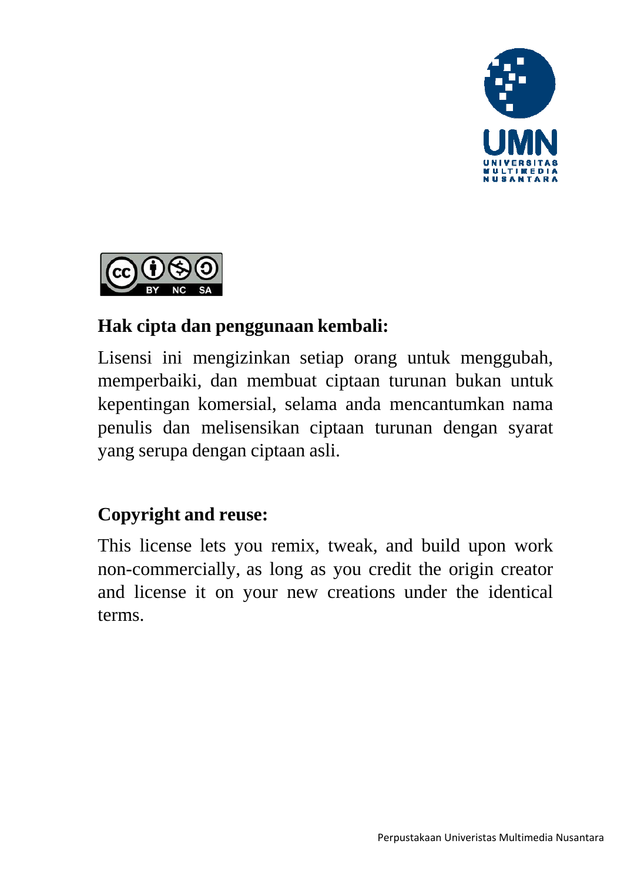## Hak cipta dan penggunaan kembali:

Lisensi ini mengizinkan setiap orang untuk menggubah, memperbaiki, dan membuat ciptaan turunan bukan untuk kepentingan komersial, selama anda mencantumkan nama penulis dan melisensikan ciptaan turunan dengan syarat yang serupa dengan ciptaan asli.

## Copyright and reuse:

This license lets you remix, tweak, and build upon work non-commercially, as long as you credit the origin creator and license it on your new creations under the identical terms.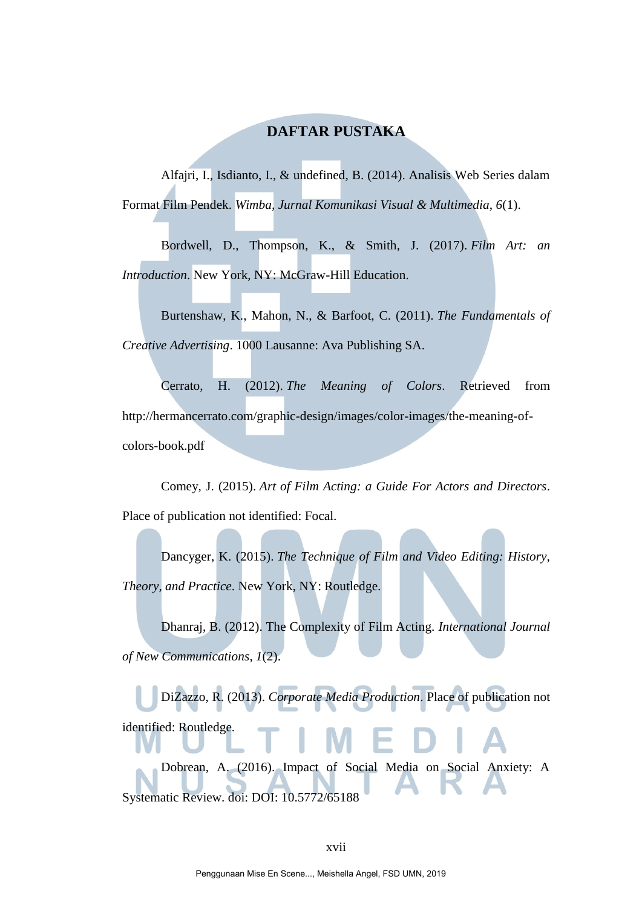# DAFTAR PUSTAKA

Alfajri, I., Isdianto, I., & undefined, B. (2014). Analisis Web Series dalam Format Film Pendek. *Wimba, Jurnal Komunikasi Visual & Multimedia*, *6*(1).

Bordwell, D., Thompson, K., & Smith, J. (2017). *Film Art: an Introduction*. New York, NY: McGraw-Hill Education.

Burtenshaw, K., Mahon, N., & Barfoot, C. (2011). *The Fundamentals of Creative Advertising*. 1000 Lausanne: Ava Publishing SA.

Cerrato, H. (2012). *The Meaning of Colors*. Retrieved from http://hermancerrato.com/graphic-design/images/color-images/the-meaning-of-colors-book.pdf

Comey, J. (2015). *Art of Film Acting: a Guide For Actors and Directors*. Place of publication not identified: Focal.

Dancyger, K. (2015). *The Technique of Film and Video Editing: History, Theory, and Practice*. New York, NY: Routledge.

Dhanraj, B. (2012). The Complexity of Film Acting. *International Journal of New Communications*, *1*(2).

DiZazzo, R. (2013). *Corporate Media Production*. Place of publication not identified: Routledge.

Dobrean, A. (2016). Impact of Social Media on Social Anxiety: A Systematic Review. doi: DOI: 10.5772/65188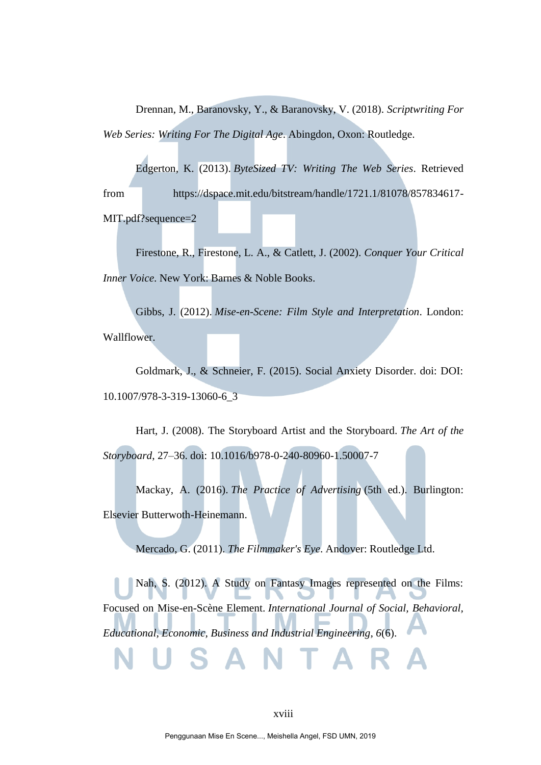Drennan, M., Baranovsky, Y., & Baranovsky, V. (2018). *Scriptwriting For Web Series: Writing For The Digital Age*. Abingdon, Oxon: Routledge.

Edgerton, K. (2013). *ByteSized TV: Writing The Web Series*. Retrieved from https://dspace.mit.edu/bitstream/handle/1721.1/81078/857834617-MIT.pdf?sequence=2

Firestone, R., Firestone, L. A., & Catlett, J. (2002). *Conquer Your Critical Inner Voice*. New York: Barnes & Noble Books.

Gibbs, J. (2012). *Mise-en-Scene: Film Style and Interpretation*. London: Wallflower.

Goldmark, J., & Schneier, F. (2015). Social Anxiety Disorder. doi: DOI: 10.1007/978-3-319-13060-6_3

Hart, J. (2008). The Storyboard Artist and the Storyboard. *The Art of the Storyboard*, 27–36. doi: 10.1016/b978-0-240-80960-1.50007-7

Mackay, A. (2016). *The Practice of Advertising* (5th ed.). Burlington: Elsevier Butterwoth-Heinemann.

Mercado, G. (2011). *The Filmmaker's Eye*. Andover: Routledge Ltd.

Nah, S. (2012). A Study on Fantasy Images represented on the Films: Focused on Mise-en-Scène Element. *International Journal of Social, Behavioral, Educational, Economic, Business and Industrial Engineering*, *6*(6).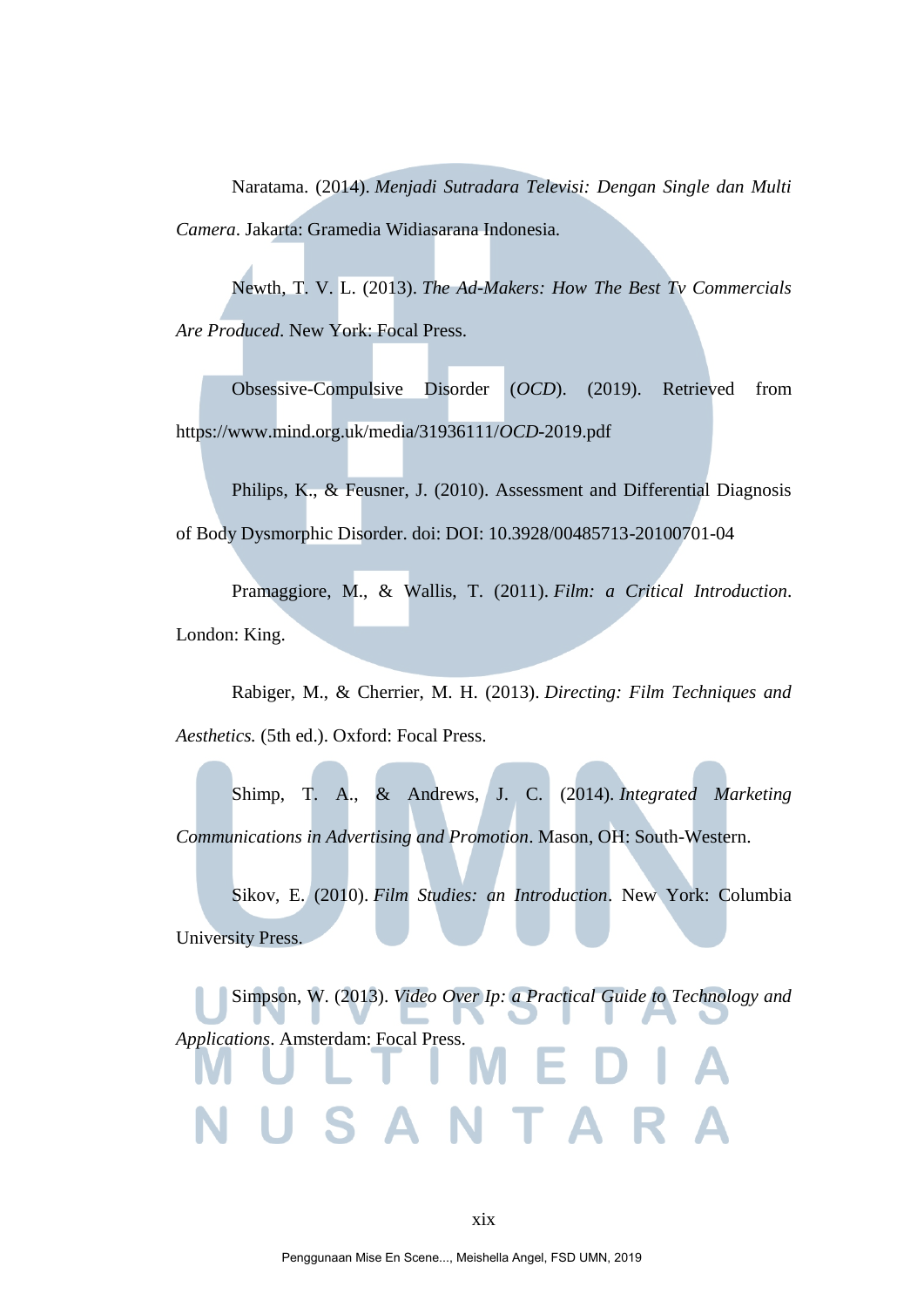Naratama. (2014). *Menjadi Sutradara Televisi: Dengan Single dan Multi Camera*. Jakarta: Gramedia Widiasarana Indonesia.

Newth, T. V. L. (2013). *The Ad-Makers: How The Best Tv Commercials Are Produced*. New York: Focal Press.

Obsessive-Compulsive Disorder (*OCD*). (2019). Retrieved from https://www.mind.org.uk/media/31936111/*OCD*-2019.pdf

Philips, K., & Feusner, J. (2010). Assessment and Differential Diagnosis of Body Dysmorphic Disorder. doi: DOI: 10.3928/00485713-20100701-04

Pramaggiore, M., & Wallis, T. (2011). *Film: a Critical Introduction*. London: King.

Rabiger, M., & Cherrier, M. H. (2013). *Directing: Film Techniques and Aesthetics.* (5th ed.). Oxford: Focal Press.

Shimp, T. A., & Andrews, J. C. (2014). *Integrated Marketing Communications in Advertising and Promotion*. Mason, OH: South-Western.

Sikov, E. (2010). *Film Studies: an Introduction*. New York: Columbia University Press.

Simpson, W. (2013). *Video Over Ip: a Practical Guide to Technology and Applications*. Amsterdam: Focal Press.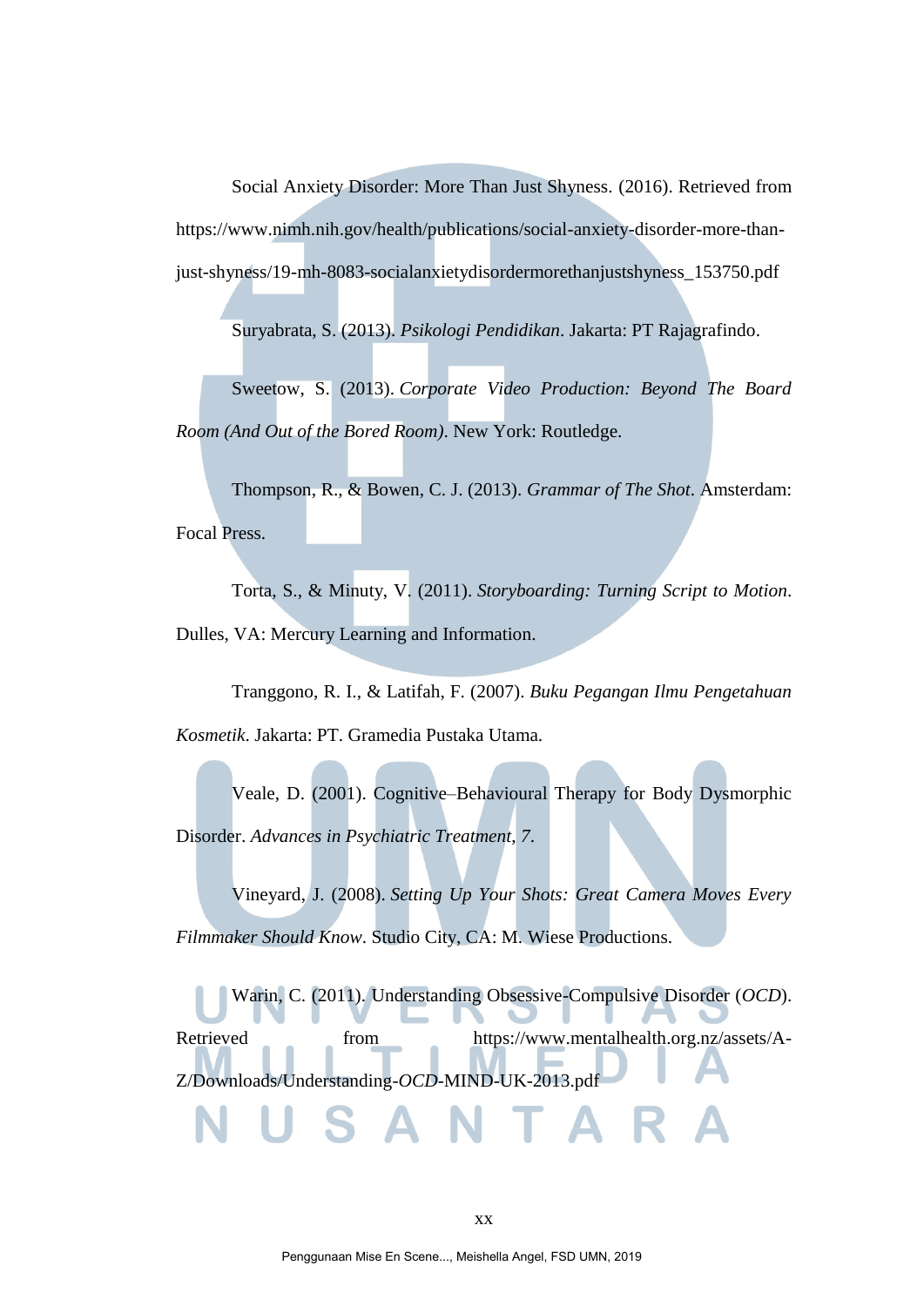Social Anxiety Disorder: More Than Just Shyness. (2016). Retrieved from https://www.nimh.nih.gov/health/publications/social-anxiety-disorder-more-than-just-shyness/19-mh-8083-socialanxietydisordermorethanjustshyness_153750.pdf

Suryabrata, S. (2013). *Psikologi Pendidikan*. Jakarta: PT Rajagrafindo.

Sweetow, S. (2013). *Corporate Video Production: Beyond The Board Room (And Out of the Bored Room)*. New York: Routledge.

Thompson, R., & Bowen, C. J. (2013). *Grammar of The Shot*. Amsterdam: Focal Press.

Torta, S., & Minuty, V. (2011). *Storyboarding: Turning Script to Motion*. Dulles, VA: Mercury Learning and Information.

Tranggono, R. I., & Latifah, F. (2007). *Buku Pegangan Ilmu Pengetahuan Kosmetik*. Jakarta: PT. Gramedia Pustaka Utama.

Veale, D. (2001). Cognitive–Behavioural Therapy for Body Dysmorphic Disorder. *Advances in Psychiatric Treatment, 7*.

Vineyard, J. (2008). *Setting Up Your Shots: Great Camera Moves Every Filmmaker Should Know*. Studio City, CA: M. Wiese Productions.

Warin, C. (2011). Understanding Obsessive-Compulsive Disorder (*OCD*). Retrieved from https://www.mentalhealth.org.nz/assets/A-Z/Downloads/Understanding-*OCD*-MIND-UK-2013.pdf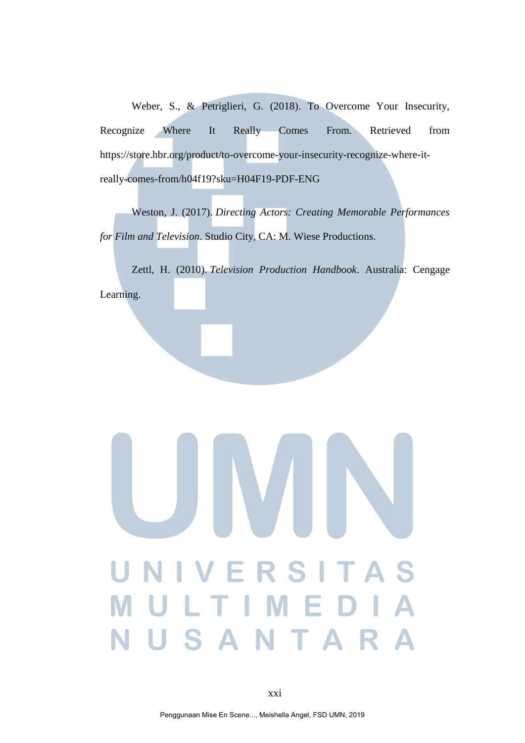Weber, S., & Petriglieri, G. (2018). To Overcome Your Insecurity, Recognize Where It Really Comes From. Retrieved from https://store.hbr.org/product/to-overcome-your-insecurity-recognize-where-it-really-comes-from/h04f19?sku=H04F19-PDF-ENG

Weston, J. (2017). *Directing Actors: Creating Memorable Performances for Film and Television*. Studio City, CA: M. Wiese Productions.

Zettl, H. (2010). *Television Production Handbook*. Australia: Cengage Learning.